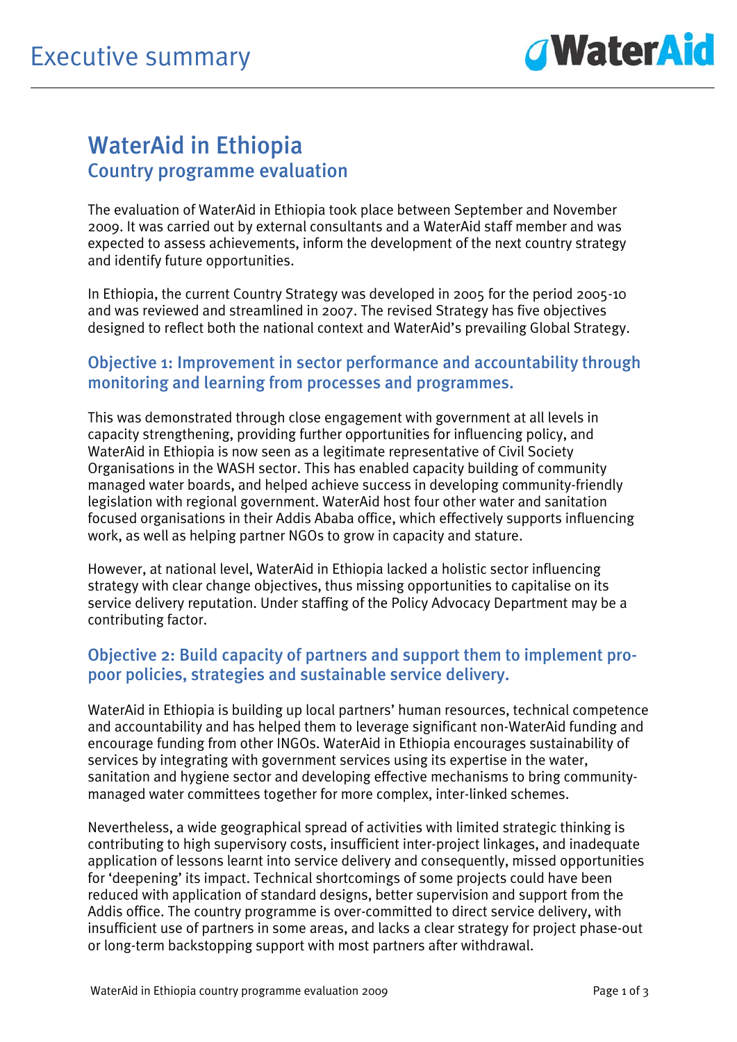# Executive summary

## WaterAid in Ethiopia

### Country programme evaluation

The evaluation of WaterAid in Ethiopia took place between September and November 2009. It was carried out by external consultants and a WaterAid staff member and was expected to assess achievements, inform the development of the next country strategy and identify future opportunities.

In Ethiopia, the current Country Strategy was developed in 2005 for the period 2005-10 and was reviewed and streamlined in 2007. The revised Strategy has five objectives designed to reflect both the national context and WaterAid's prevailing Global Strategy.

### Objective 1: Improvement in sector performance and accountability through monitoring and learning from processes and programmes.

This was demonstrated through close engagement with government at all levels in capacity strengthening, providing further opportunities for influencing policy, and WaterAid in Ethiopia is now seen as a legitimate representative of Civil Society Organisations in the WASH sector. This has enabled capacity building of community managed water boards, and helped achieve success in developing community-friendly legislation with regional government. WaterAid host four other water and sanitation focused organisations in their Addis Ababa office, which effectively supports influencing work, as well as helping partner NGOs to grow in capacity and stature.

However, at national level, WaterAid in Ethiopia lacked a holistic sector influencing strategy with clear change objectives, thus missing opportunities to capitalise on its service delivery reputation. Under staffing of the Policy Advocacy Department may be a contributing factor.

### Objective 2: Build capacity of partners and support them to implement pro-poor policies, strategies and sustainable service delivery.

WaterAid in Ethiopia is building up local partners' human resources, technical competence and accountability and has helped them to leverage significant non-WaterAid funding and encourage funding from other INGOs. WaterAid in Ethiopia encourages sustainability of services by integrating with government services using its expertise in the water, sanitation and hygiene sector and developing effective mechanisms to bring community-managed water committees together for more complex, inter-linked schemes.

Nevertheless, a wide geographical spread of activities with limited strategic thinking is contributing to high supervisory costs, insufficient inter-project linkages, and inadequate application of lessons learnt into service delivery and consequently, missed opportunities for 'deepening' its impact. Technical shortcomings of some projects could have been reduced with application of standard designs, better supervision and support from the Addis office. The country programme is over-committed to direct service delivery, with insufficient use of partners in some areas, and lacks a clear strategy for project phase-out or long-term backstopping support with most partners after withdrawal.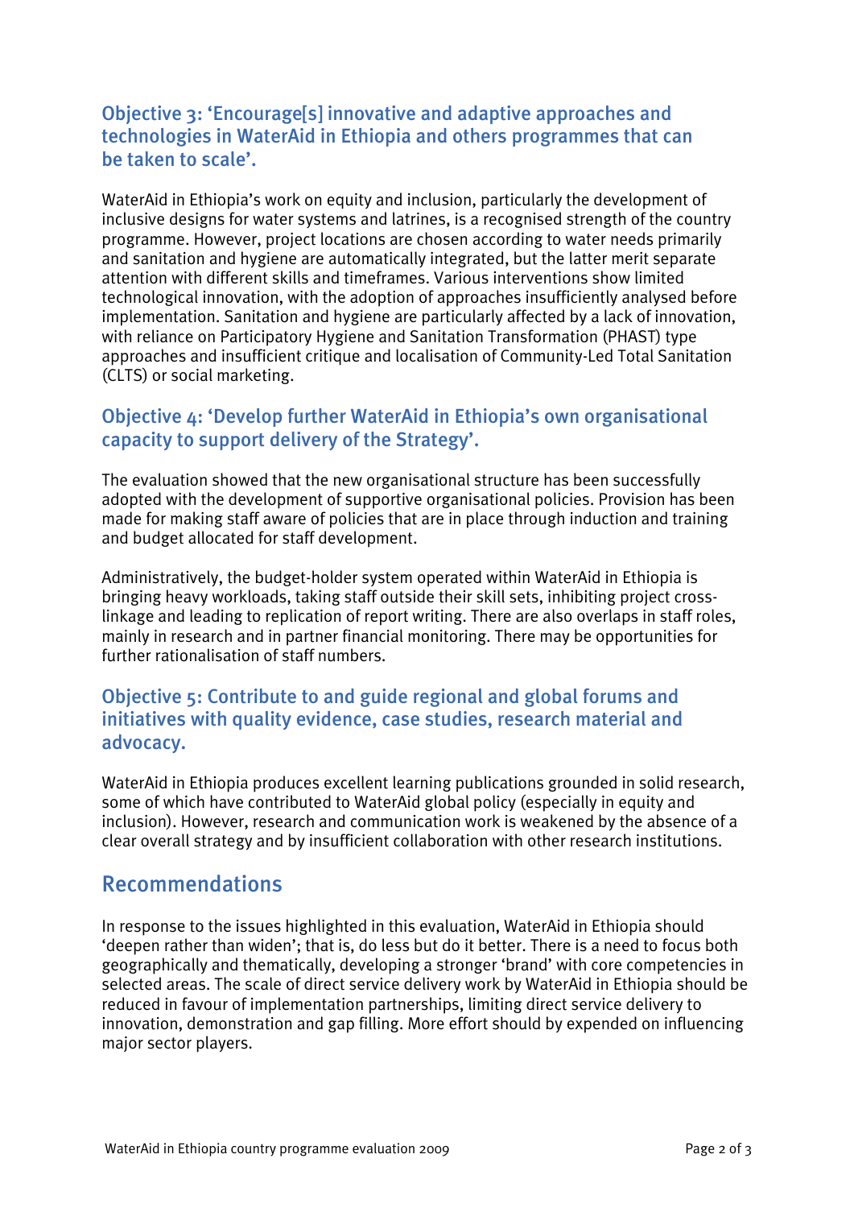### Objective 3: 'Encourage[s] innovative and adaptive approaches and technologies in WaterAid in Ethiopia and others programmes that can be taken to scale'.

WaterAid in Ethiopia's work on equity and inclusion, particularly the development of inclusive designs for water systems and latrines, is a recognised strength of the country programme. However, project locations are chosen according to water needs primarily and sanitation and hygiene are automatically integrated, but the latter merit separate attention with different skills and timeframes. Various interventions show limited technological innovation, with the adoption of approaches insufficiently analysed before implementation. Sanitation and hygiene are particularly affected by a lack of innovation, with reliance on Participatory Hygiene and Sanitation Transformation (PHAST) type approaches and insufficient critique and localisation of Community-Led Total Sanitation (CLTS) or social marketing.

### Objective 4: 'Develop further WaterAid in Ethiopia's own organisational capacity to support delivery of the Strategy'.

The evaluation showed that the new organisational structure has been successfully adopted with the development of supportive organisational policies. Provision has been made for making staff aware of policies that are in place through induction and training and budget allocated for staff development.

Administratively, the budget-holder system operated within WaterAid in Ethiopia is bringing heavy workloads, taking staff outside their skill sets, inhibiting project cross-linkage and leading to replication of report writing. There are also overlaps in staff roles, mainly in research and in partner financial monitoring. There may be opportunities for further rationalisation of staff numbers.

### Objective 5: Contribute to and guide regional and global forums and initiatives with quality evidence, case studies, research material and advocacy.

WaterAid in Ethiopia produces excellent learning publications grounded in solid research, some of which have contributed to WaterAid global policy (especially in equity and inclusion). However, research and communication work is weakened by the absence of a clear overall strategy and by insufficient collaboration with other research institutions.

## Recommendations

In response to the issues highlighted in this evaluation, WaterAid in Ethiopia should 'deepen rather than widen'; that is, do less but do it better. There is a need to focus both geographically and thematically, developing a stronger 'brand' with core competencies in selected areas. The scale of direct service delivery work by WaterAid in Ethiopia should be reduced in favour of implementation partnerships, limiting direct service delivery to innovation, demonstration and gap filling. More effort should by expended on influencing major sector players.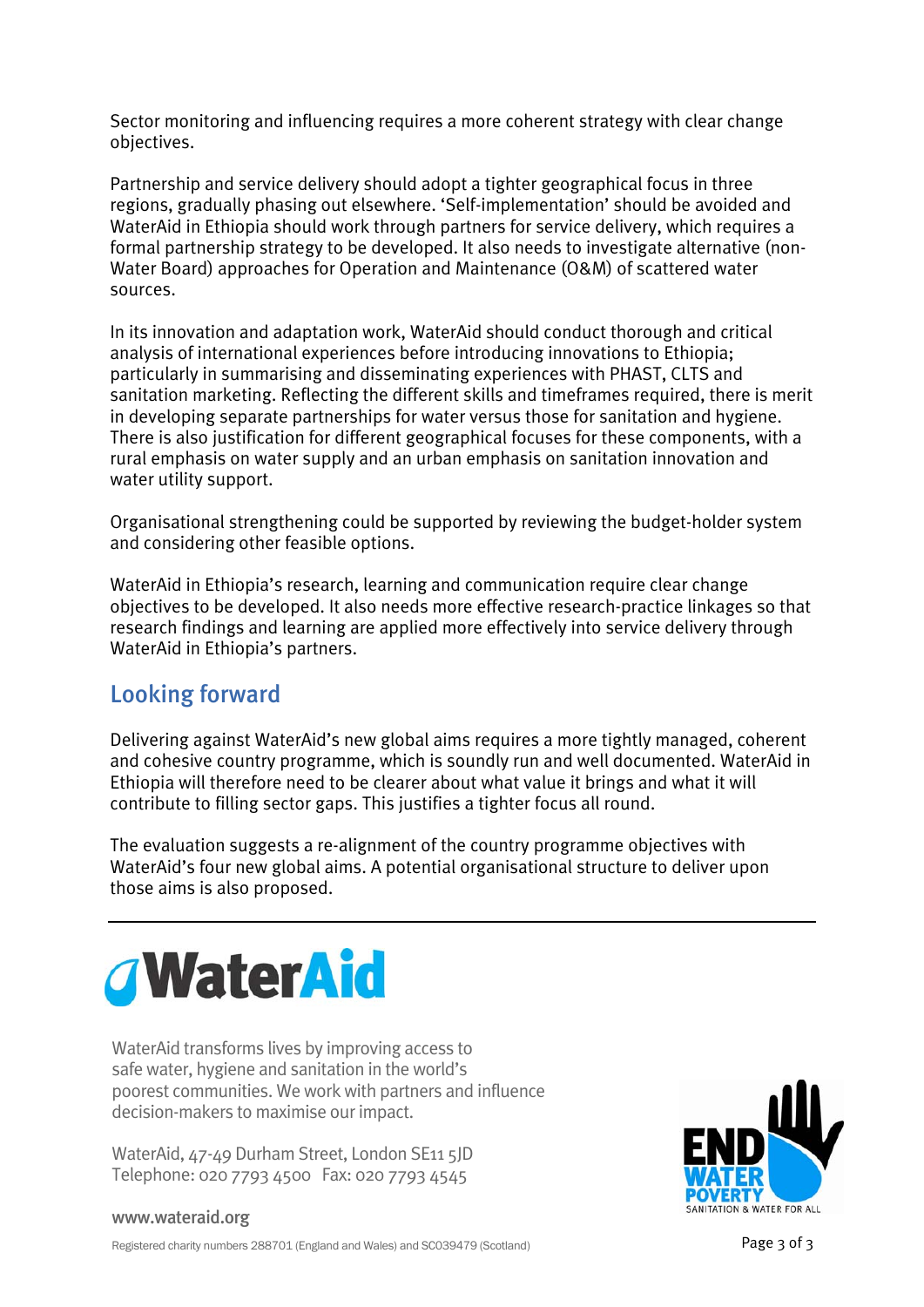Sector monitoring and influencing requires a more coherent strategy with clear change objectives.

Partnership and service delivery should adopt a tighter geographical focus in three regions, gradually phasing out elsewhere. 'Self-implementation' should be avoided and WaterAid in Ethiopia should work through partners for service delivery, which requires a formal partnership strategy to be developed. It also needs to investigate alternative (non-Water Board) approaches for Operation and Maintenance (O&M) of scattered water sources.

In its innovation and adaptation work, WaterAid should conduct thorough and critical analysis of international experiences before introducing innovations to Ethiopia; particularly in summarising and disseminating experiences with PHAST, CLTS and sanitation marketing. Reflecting the different skills and timeframes required, there is merit in developing separate partnerships for water versus those for sanitation and hygiene. There is also justification for different geographical focuses for these components, with a rural emphasis on water supply and an urban emphasis on sanitation innovation and water utility support.

Organisational strengthening could be supported by reviewing the budget-holder system and considering other feasible options.

WaterAid in Ethiopia's research, learning and communication require clear change objectives to be developed. It also needs more effective research-practice linkages so that research findings and learning are applied more effectively into service delivery through WaterAid in Ethiopia's partners.

## Looking forward

Delivering against WaterAid's new global aims requires a more tightly managed, coherent and cohesive country programme, which is soundly run and well documented. WaterAid in Ethiopia will therefore need to be clearer about what value it brings and what it will contribute to filling sector gaps. This justifies a tighter focus all round.

The evaluation suggests a re-alignment of the country programme objectives with WaterAid's four new global aims. A potential organisational structure to deliver upon those aims is also proposed.

---

WaterAid

WaterAid transforms lives by improving access to safe water, hygiene and sanitation in the world's poorest communities. We work with partners and influence decision-makers to maximise our impact.

WaterAid, 47-49 Durham Street, London SE11 5JD
Telephone: 020 7793 4500 Fax: 020 7793 4545

www.wateraid.org

END WATER POVERTY
SANITATION & WATER FOR ALL

Registered charity numbers 288701 (England and Wales) and SC039479 (Scotland)